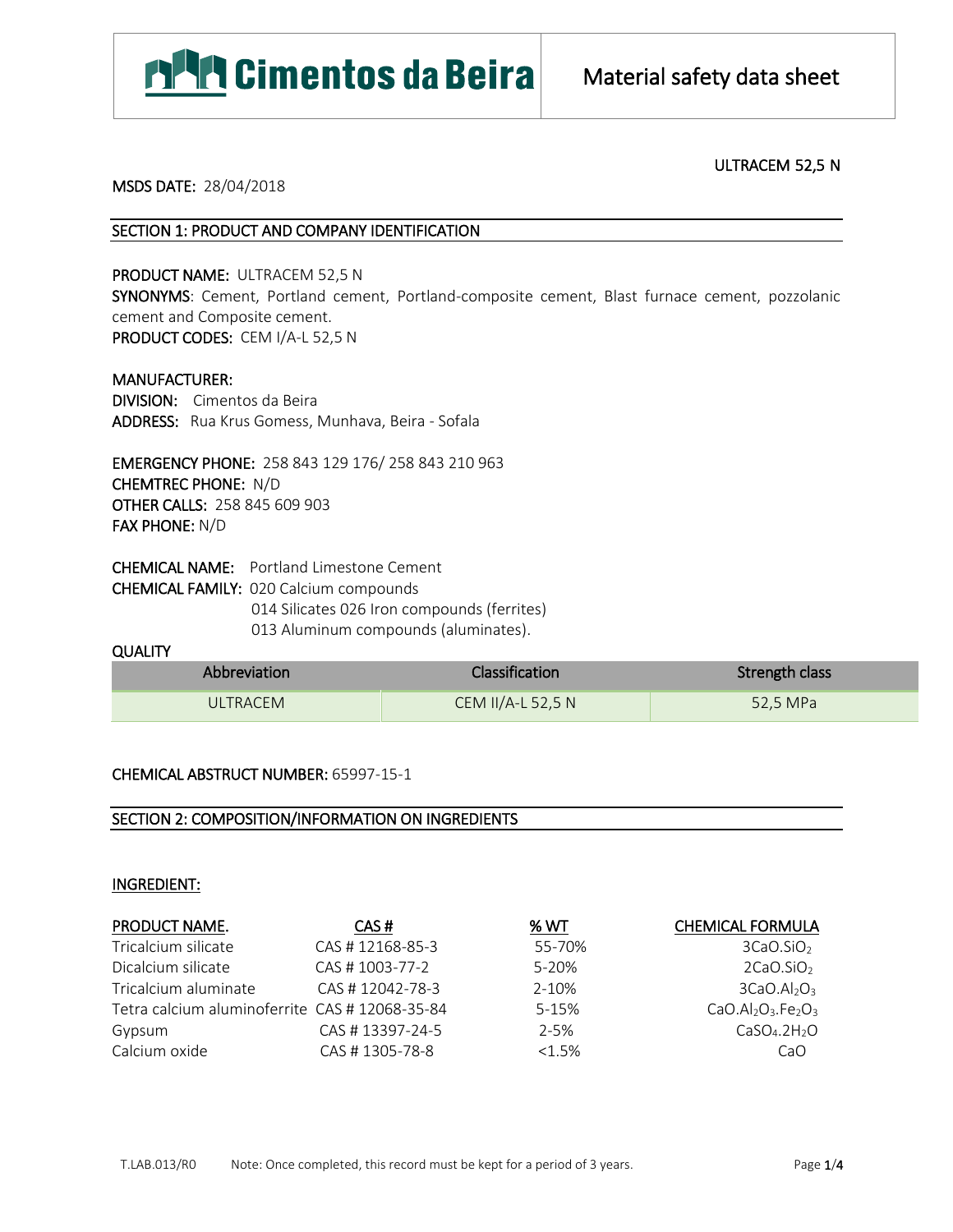Cimentos da Beira | Material safety data sheet

ULTRACEM 52,5 N

**MSDS DATE:** 28/04/2018

## SECTION 1: PRODUCT AND COMPANY IDENTIFICATION

**PRODUCT NAME:** ULTRACEM 52,5 N
**SYNONYMS**: Cement, Portland cement, Portland-composite cement, Blast furnace cement, pozzolanic cement and Composite cement.
**PRODUCT CODES:** CEM I/A-L 52,5 N

**MANUFACTURER:**
**DIVISION:** Cimentos da Beira
**ADDRESS:** Rua Krus Gomess, Munhava, Beira - Sofala

**EMERGENCY PHONE:** 258 843 129 176/ 258 843 210 963
**CHEMTREC PHONE:** N/D
**OTHER CALLS:** 258 845 609 903
**FAX PHONE:** N/D

**CHEMICAL NAME:** Portland Limestone Cement
**CHEMICAL FAMILY:** 020 Calcium compounds
014 Silicates 026 Iron compounds (ferrites)
013 Aluminum compounds (aluminates).

**QUALITY**

| Abbreviation | Classification | Strength class |
|---|---|---|
| ULTRACEM | CEM II/A-L 52,5 N | 52,5 MPa |

**CHEMICAL ABSTRUCT NUMBER:** 65997-15-1

## SECTION 2: COMPOSITION/INFORMATION ON INGREDIENTS

**INGREDIENT:**

| PRODUCT NAME. | CAS # | % WT | CHEMICAL FORMULA |
|---|---|---|---|
| Tricalcium silicate | CAS # 12168-85-3 | 55-70% | $3CaO.SiO_2$ |
| Dicalcium silicate | CAS # 1003-77-2 | 5-20% | $2CaO.SiO_2$ |
| Tricalcium aluminate | CAS # 12042-78-3 | 2-10% | $3CaO.Al_2O_3$ |
| Tetra calcium aluminoferrite | CAS # 12068-35-84 | 5-15% | $CaO.Al_2O_3.Fe_2O_3$ |
| Gypsum | CAS # 13397-24-5 | 2-5% | $CaSO_4.2H_2O$ |
| Calcium oxide | CAS # 1305-78-8 | <1.5% | $CaO$ |

T.LAB.013/R0 Note: Once completed, this record must be kept for a period of 3 years.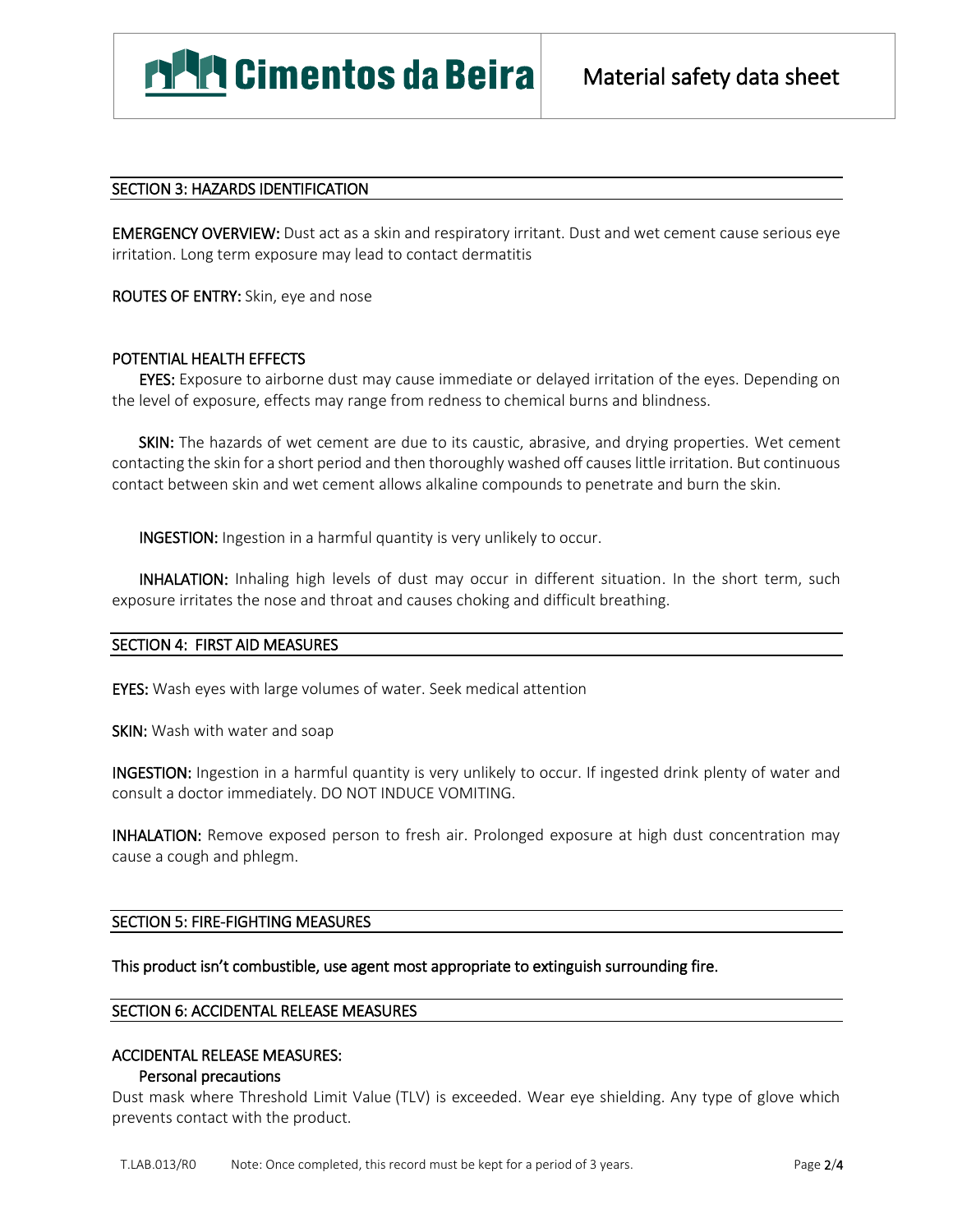## SECTION 3: HAZARDS IDENTIFICATION

**EMERGENCY OVERVIEW:** Dust act as a skin and respiratory irritant. Dust and wet cement cause serious eye irritation. Long term exposure may lead to contact dermatitis

**ROUTES OF ENTRY:** Skin, eye and nose

**POTENTIAL HEALTH EFFECTS**

**EYES:** Exposure to airborne dust may cause immediate or delayed irritation of the eyes. Depending on the level of exposure, effects may range from redness to chemical burns and blindness.

**SKIN:** The hazards of wet cement are due to its caustic, abrasive, and drying properties. Wet cement contacting the skin for a short period and then thoroughly washed off causes little irritation. But continuous contact between skin and wet cement allows alkaline compounds to penetrate and burn the skin.

**INGESTION:** Ingestion in a harmful quantity is very unlikely to occur.

**INHALATION:** Inhaling high levels of dust may occur in different situation. In the short term, such exposure irritates the nose and throat and causes choking and difficult breathing.

## SECTION 4: FIRST AID MEASURES

**EYES:** Wash eyes with large volumes of water. Seek medical attention

**SKIN:** Wash with water and soap

**INGESTION:** Ingestion in a harmful quantity is very unlikely to occur. If ingested drink plenty of water and consult a doctor immediately. DO NOT INDUCE VOMITING.

**INHALATION:** Remove exposed person to fresh air. Prolonged exposure at high dust concentration may cause a cough and phlegm.

## SECTION 5: FIRE-FIGHTING MEASURES

**This product isn't combustible, use agent most appropriate to extinguish surrounding fire.**

## SECTION 6: ACCIDENTAL RELEASE MEASURES

**ACCIDENTAL RELEASE MEASURES:**

**Personal precautions**

Dust mask where Threshold Limit Value (TLV) is exceeded. Wear eye shielding. Any type of glove which prevents contact with the product.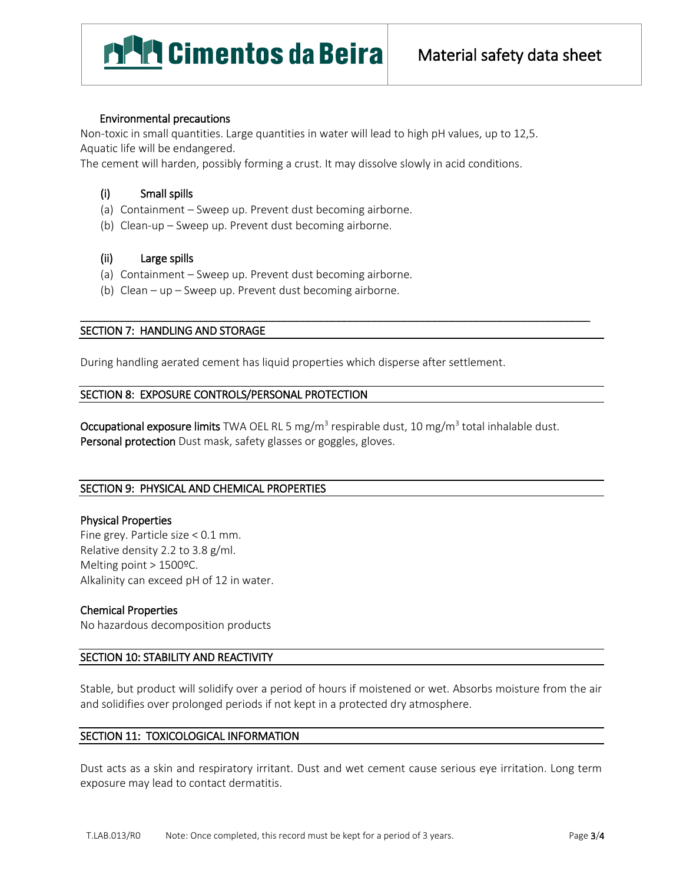### Environmental precautions

Non-toxic in small quantities. Large quantities in water will lead to high pH values, up to 12,5.
Aquatic life will be endangered.
The cement will harden, possibly forming a crust. It may dissolve slowly in acid conditions.

#### (i) Small spills

(a) Containment – Sweep up. Prevent dust becoming airborne.
(b) Clean-up – Sweep up. Prevent dust becoming airborne.

#### (ii) Large spills

(a) Containment – Sweep up. Prevent dust becoming airborne.
(b) Clean – up – Sweep up. Prevent dust becoming airborne.

---

## SECTION 7: HANDLING AND STORAGE

During handling aerated cement has liquid properties which disperse after settlement.

## SECTION 8: EXPOSURE CONTROLS/PERSONAL PROTECTION

**Occupational exposure limits** TWA OEL RL 5 mg/m$^3$ respirable dust, 10 mg/m$^3$ total inhalable dust.
**Personal protection** Dust mask, safety glasses or goggles, gloves.

## SECTION 9: PHYSICAL AND CHEMICAL PROPERTIES

**Physical Properties**
Fine grey. Particle size < 0.1 mm.
Relative density 2.2 to 3.8 g/ml.
Melting point > 1500ºC.
Alkalinity can exceed pH of 12 in water.

**Chemical Properties**
No hazardous decomposition products

## SECTION 10: STABILITY AND REACTIVITY

Stable, but product will solidify over a period of hours if moistened or wet. Absorbs moisture from the air and solidifies over prolonged periods if not kept in a protected dry atmosphere.

## SECTION 11: TOXICOLOGICAL INFORMATION

Dust acts as a skin and respiratory irritant. Dust and wet cement cause serious eye irritation. Long term exposure may lead to contact dermatitis.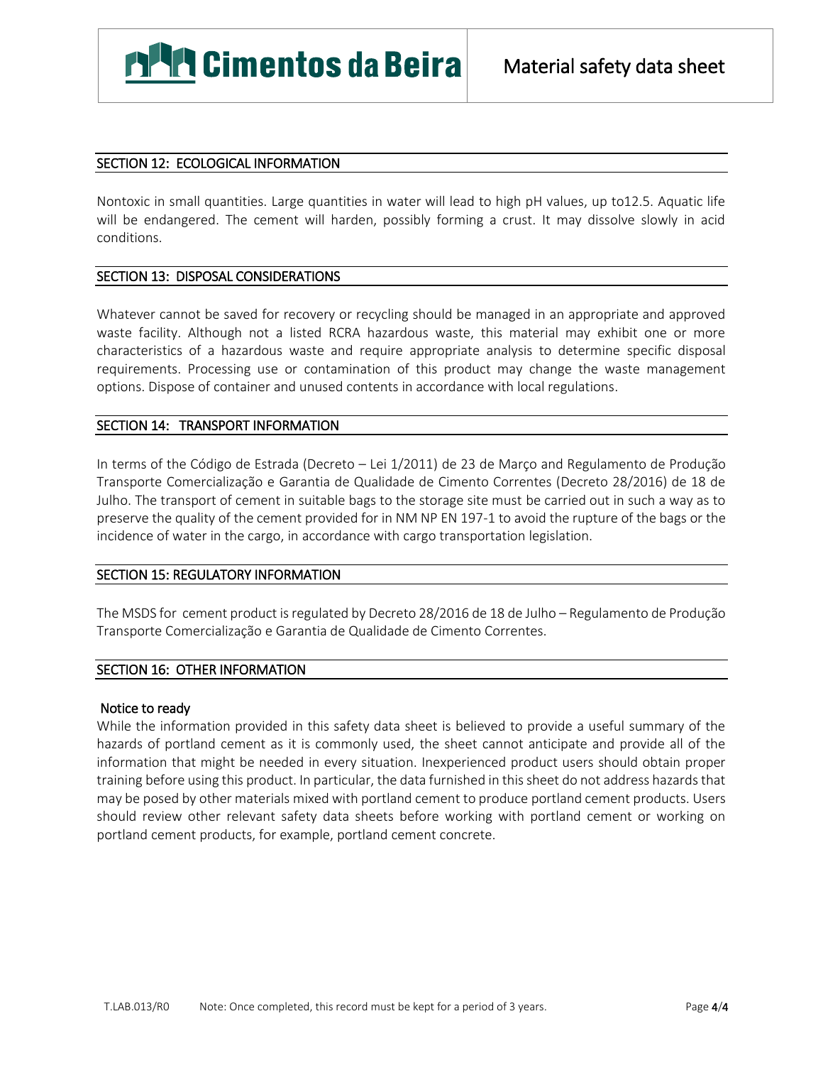## SECTION 12: ECOLOGICAL INFORMATION

Nontoxic in small quantities. Large quantities in water will lead to high pH values, up to12.5. Aquatic life will be endangered. The cement will harden, possibly forming a crust. It may dissolve slowly in acid conditions.

## SECTION 13: DISPOSAL CONSIDERATIONS

Whatever cannot be saved for recovery or recycling should be managed in an appropriate and approved waste facility. Although not a listed RCRA hazardous waste, this material may exhibit one or more characteristics of a hazardous waste and require appropriate analysis to determine specific disposal requirements. Processing use or contamination of this product may change the waste management options. Dispose of container and unused contents in accordance with local regulations.

## SECTION 14: TRANSPORT INFORMATION

In terms of the Código de Estrada (Decreto – Lei 1/2011) de 23 de Março and Regulamento de Produção Transporte Comercialização e Garantia de Qualidade de Cimento Correntes (Decreto 28/2016) de 18 de Julho. The transport of cement in suitable bags to the storage site must be carried out in such a way as to preserve the quality of the cement provided for in NM NP EN 197-1 to avoid the rupture of the bags or the incidence of water in the cargo, in accordance with cargo transportation legislation.

## SECTION 15: REGULATORY INFORMATION

The MSDS for cement product is regulated by Decreto 28/2016 de 18 de Julho – Regulamento de Produção Transporte Comercialização e Garantia de Qualidade de Cimento Correntes.

## SECTION 16: OTHER INFORMATION

### Notice to ready

While the information provided in this safety data sheet is believed to provide a useful summary of the hazards of portland cement as it is commonly used, the sheet cannot anticipate and provide all of the information that might be needed in every situation. Inexperienced product users should obtain proper training before using this product. In particular, the data furnished in this sheet do not address hazards that may be posed by other materials mixed with portland cement to produce portland cement products. Users should review other relevant safety data sheets before working with portland cement or working on portland cement products, for example, portland cement concrete.

T.LAB.013/R0 Note: Once completed, this record must be kept for a period of 3 years.